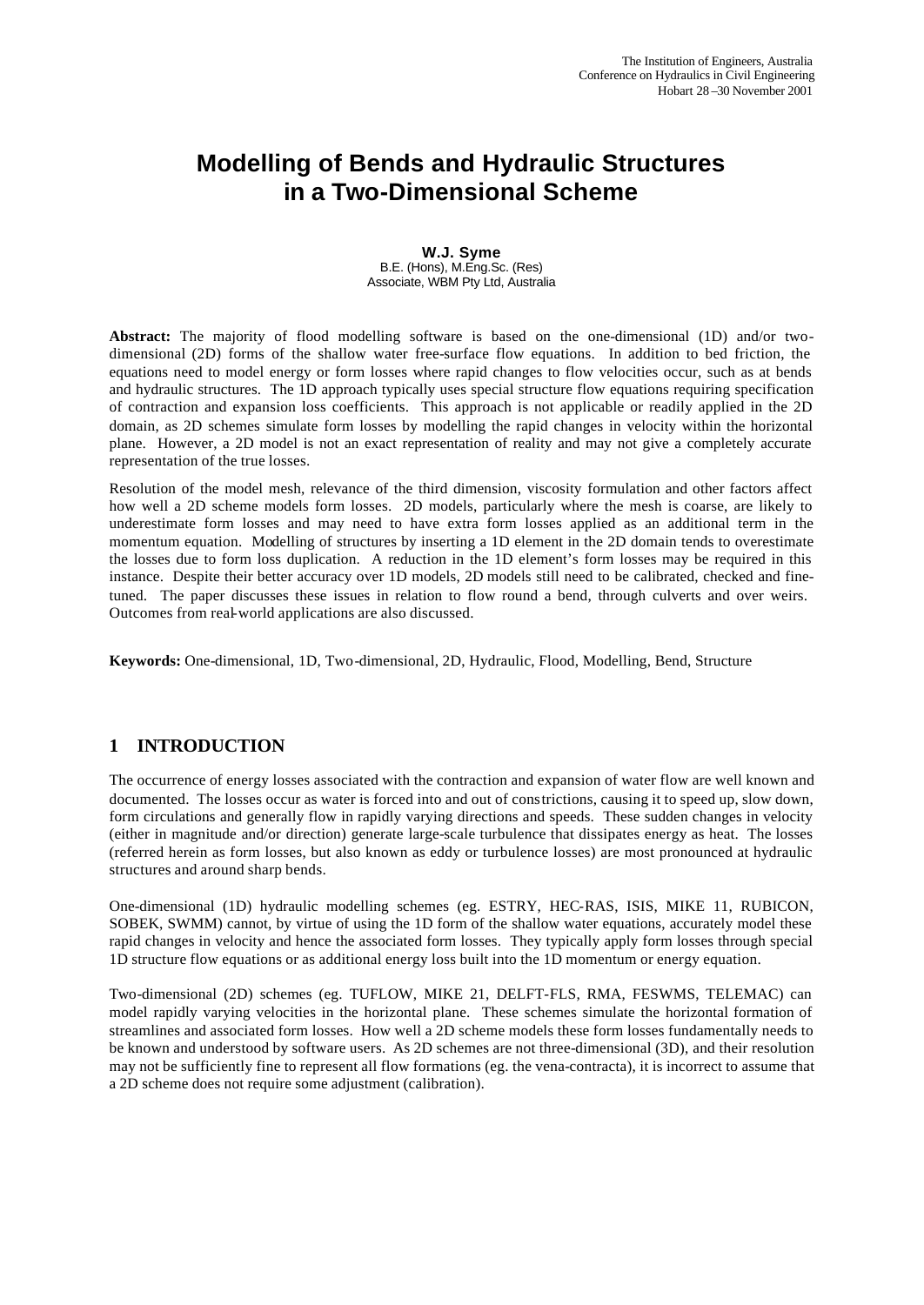# Modelling of Bends and Hydraulic Structures in a Two-Dimensional Scheme

**W.J. Syme**
B.E. (Hons), M.Eng.Sc. (Res)
Associate, WBM Pty Ltd, Australia

**Abstract:** The majority of flood modelling software is based on the one-dimensional (1D) and/or two-dimensional (2D) forms of the shallow water free-surface flow equations. In addition to bed friction, the equations need to model energy or form losses where rapid changes to flow velocities occur, such as at bends and hydraulic structures. The 1D approach typically uses special structure flow equations requiring specification of contraction and expansion loss coefficients. This approach is not applicable or readily applied in the 2D domain, as 2D schemes simulate form losses by modelling the rapid changes in velocity within the horizontal plane. However, a 2D model is not an exact representation of reality and may not give a completely accurate representation of the true losses.

Resolution of the model mesh, relevance of the third dimension, viscosity formulation and other factors affect how well a 2D scheme models form losses. 2D models, particularly where the mesh is coarse, are likely to underestimate form losses and may need to have extra form losses applied as an additional term in the momentum equation. Modelling of structures by inserting a 1D element in the 2D domain tends to overestimate the losses due to form loss duplication. A reduction in the 1D element's form losses may be required in this instance. Despite their better accuracy over 1D models, 2D models still need to be calibrated, checked and fine-tuned. The paper discusses these issues in relation to flow round a bend, through culverts and over weirs. Outcomes from real-world applications are also discussed.

**Keywords:** One-dimensional, 1D, Two-dimensional, 2D, Hydraulic, Flood, Modelling, Bend, Structure

## 1 INTRODUCTION

The occurrence of energy losses associated with the contraction and expansion of water flow are well known and documented. The losses occur as water is forced into and out of constrictions, causing it to speed up, slow down, form circulations and generally flow in rapidly varying directions and speeds. These sudden changes in velocity (either in magnitude and/or direction) generate large-scale turbulence that dissipates energy as heat. The losses (referred herein as form losses, but also known as eddy or turbulence losses) are most pronounced at hydraulic structures and around sharp bends.

One-dimensional (1D) hydraulic modelling schemes (eg. ESTRY, HEC-RAS, ISIS, MIKE 11, RUBICON, SOBEK, SWMM) cannot, by virtue of using the 1D form of the shallow water equations, accurately model these rapid changes in velocity and hence the associated form losses. They typically apply form losses through special 1D structure flow equations or as additional energy loss built into the 1D momentum or energy equation.

Two-dimensional (2D) schemes (eg. TUFLOW, MIKE 21, DELFT-FLS, RMA, FESWMS, TELEMAC) can model rapidly varying velocities in the horizontal plane. These schemes simulate the horizontal formation of streamlines and associated form losses. How well a 2D scheme models these form losses fundamentally needs to be known and understood by software users. As 2D schemes are not three-dimensional (3D), and their resolution may not be sufficiently fine to represent all flow formations (eg. the vena-contracta), it is incorrect to assume that a 2D scheme does not require some adjustment (calibration).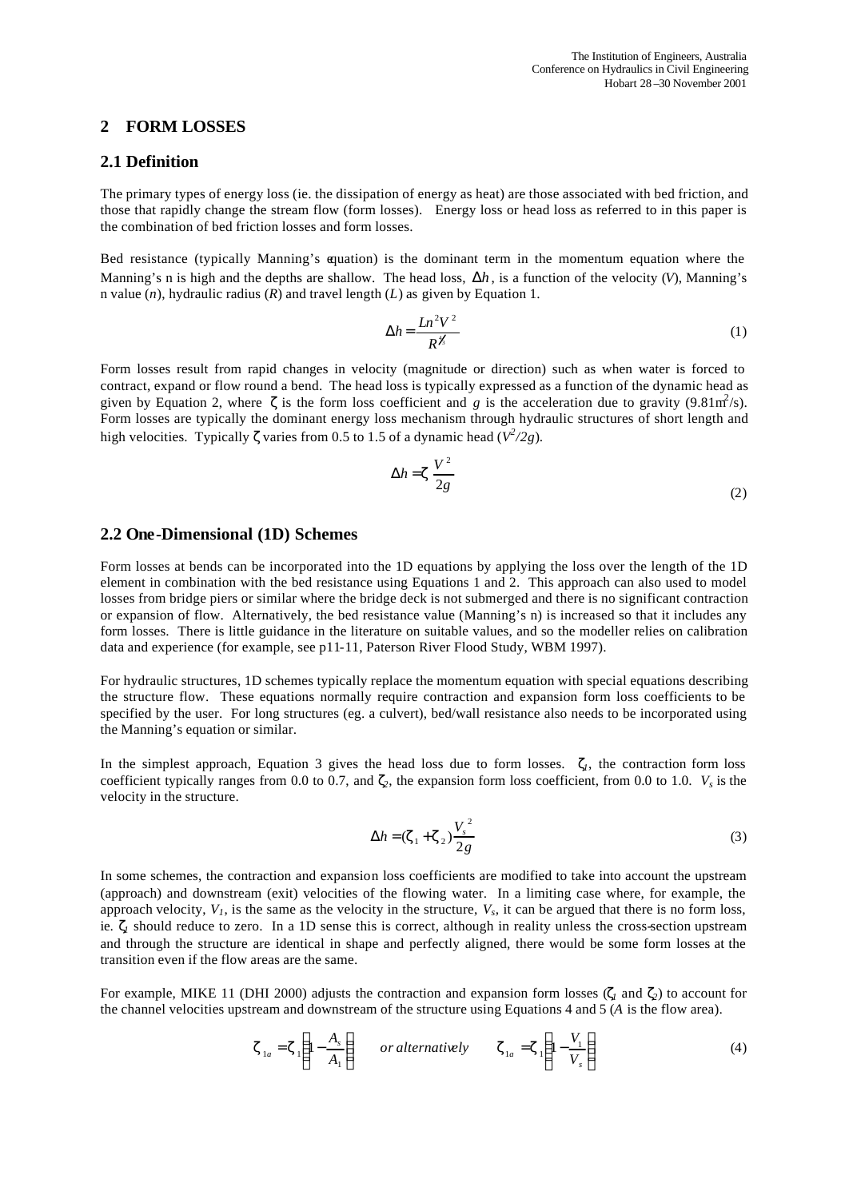## 2 FORM LOSSES

### 2.1 Definition

The primary types of energy loss (ie. the dissipation of energy as heat) are those associated with bed friction, and those that rapidly change the stream flow (form losses). Energy loss or head loss as referred to in this paper is the combination of bed friction losses and form losses.

Bed resistance (typically Manning's equation) is the dominant term in the momentum equation where the Manning's n is high and the depths are shallow. The head loss, $\Delta h$, is a function of the velocity ($V$), Manning's n value ($n$), hydraulic radius ($R$) and travel length ($L$) as given by Equation 1.

$$\Delta h = \frac{Ln^2V^2}{R^{4/3}} \tag{1}$$

Form losses result from rapid changes in velocity (magnitude or direction) such as when water is forced to contract, expand or flow round a bend. The head loss is typically expressed as a function of the dynamic head as given by Equation 2, where $\zeta$ is the form loss coefficient and $g$ is the acceleration due to gravity (9.81m$^2$/s). Form losses are typically the dominant energy loss mechanism through hydraulic structures of short length and high velocities. Typically $\zeta$ varies from 0.5 to 1.5 of a dynamic head ($V^2/2g$).

$$\Delta h = \zeta \frac{V^2}{2g} \tag{2}$$

### 2.2 One-Dimensional (1D) Schemes

Form losses at bends can be incorporated into the 1D equations by applying the loss over the length of the 1D element in combination with the bed resistance using Equations 1 and 2. This approach can also used to model losses from bridge piers or similar where the bridge deck is not submerged and there is no significant contraction or expansion of flow. Alternatively, the bed resistance value (Manning's n) is increased so that it includes any form losses. There is little guidance in the literature on suitable values, and so the modeller relies on calibration data and experience (for example, see p11-11, Paterson River Flood Study, WBM 1997).

For hydraulic structures, 1D schemes typically replace the momentum equation with special equations describing the structure flow. These equations normally require contraction and expansion form loss coefficients to be specified by the user. For long structures (eg. a culvert), bed/wall resistance also needs to be incorporated using the Manning's equation or similar.

In the simplest approach, Equation 3 gives the head loss due to form losses. $\zeta_1$, the contraction form loss coefficient typically ranges from 0.0 to 0.7, and $\zeta_2$, the expansion form loss coefficient, from 0.0 to 1.0. $V_s$ is the velocity in the structure.

$$\Delta h = (\zeta_1 + \zeta_2)\frac{V_s^2}{2g} \tag{3}$$

In some schemes, the contraction and expansion loss coefficients are modified to take into account the upstream (approach) and downstream (exit) velocities of the flowing water. In a limiting case where, for example, the approach velocity, $V_1$, is the same as the velocity in the structure, $V_s$, it can be argued that there is no form loss, ie. $\zeta_1$ should reduce to zero. In a 1D sense this is correct, although in reality unless the cross-section upstream and through the structure are identical in shape and perfectly aligned, there would be some form losses at the transition even if the flow areas are the same.

For example, MIKE 11 (DHI 2000) adjusts the contraction and expansion form losses ($\zeta_1$ and $\zeta_2$) to account for the channel velocities upstream and downstream of the structure using Equations 4 and 5 ($A$ is the flow area).

$$\zeta_{1a} = \zeta_1\left(1 - \frac{A_s}{A_1}\right) \quad \textit{or alternatively} \quad \zeta_{1a} = \zeta_1\left(1 - \frac{V_1}{V_s}\right) \tag{4}$$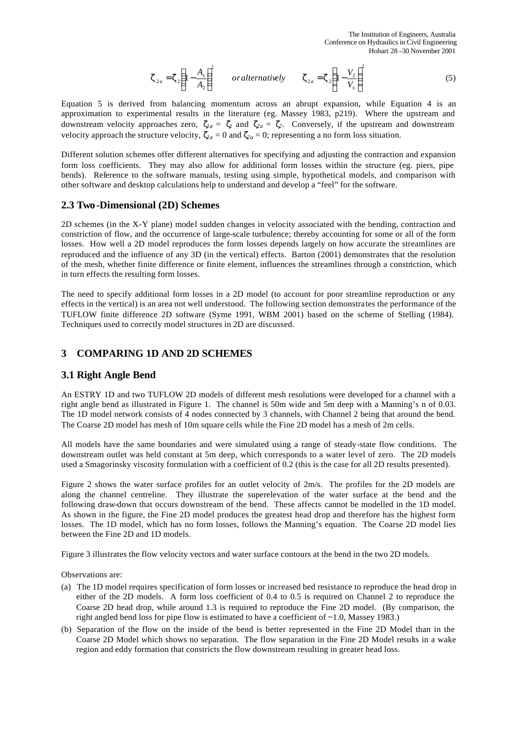$$\zeta_{2a} = \zeta_2 \left(1 - \frac{A_s}{A_2}\right)^2 \qquad or\,alternatively \qquad \zeta_{2a} = \zeta_2 \left(1 - \frac{V_2}{V_s}\right)^2 \tag{5}$$

Equation 5 is derived from balancing momentum across an abrupt expansion, while Equation 4 is an approximation to experimental results in the literature (eg. Massey 1983, p219). Where the upstream and downstream velocity approaches zero, $\zeta_{1a} = \zeta_1$ and $\zeta_{2a} = \zeta_2$. Conversely, if the upstream and downstream velocity approach the structure velocity, $\zeta_{1a} = 0$ and $\zeta_{2a} = 0$; representing a no form loss situation.

Different solution schemes offer different alternatives for specifying and adjusting the contraction and expansion form loss coefficients. They may also allow for additional form losses within the structure (eg. piers, pipe bends). Reference to the software manuals, testing using simple, hypothetical models, and comparison with other software and desktop calculations help to understand and develop a "feel" for the software.

### 2.3 Two-Dimensional (2D) Schemes

2D schemes (in the X-Y plane) model sudden changes in velocity associated with the bending, contraction and constriction of flow, and the occurrence of large-scale turbulence; thereby accounting for some or all of the form losses. How well a 2D model reproduces the form losses depends largely on how accurate the streamlines are reproduced and the influence of any 3D (in the vertical) effects. Barton (2001) demonstrates that the resolution of the mesh, whether finite difference or finite element, influences the streamlines through a constriction, which in turn effects the resulting form losses.

The need to specify additional form losses in a 2D model (to account for poor streamline reproduction or any effects in the vertical) is an area not well understood. The following section demonstrates the performance of the TUFLOW finite difference 2D software (Syme 1991, WBM 2001) based on the scheme of Stelling (1984). Techniques used to correctly model structures in 2D are discussed.

## 3 COMPARING 1D AND 2D SCHEMES

### 3.1 Right Angle Bend

An ESTRY 1D and two TUFLOW 2D models of different mesh resolutions were developed for a channel with a right angle bend as illustrated in Figure 1. The channel is 50m wide and 5m deep with a Manning's n of 0.03. The 1D model network consists of 4 nodes connected by 3 channels, with Channel 2 being that around the bend. The Coarse 2D model has mesh of 10m square cells while the Fine 2D model has a mesh of 2m cells.

All models have the same boundaries and were simulated using a range of steady-state flow conditions. The downstream outlet was held constant at 5m deep, which corresponds to a water level of zero. The 2D models used a Smagorinsky viscosity formulation with a coefficient of 0.2 (this is the case for all 2D results presented).

Figure 2 shows the water surface profiles for an outlet velocity of 2m/s. The profiles for the 2D models are along the channel centreline. They illustrate the superelevation of the water surface at the bend and the following draw-down that occurs downstream of the bend. These affects cannot be modelled in the 1D model. As shown in the figure, the Fine 2D model produces the greatest head drop and therefore has the highest form losses. The 1D model, which has no form losses, follows the Manning's equation. The Coarse 2D model lies between the Fine 2D and 1D models.

Figure 3 illustrates the flow velocity vectors and water surface contours at the bend in the two 2D models.

Observations are:

(a) The 1D model requires specification of form losses or increased bed resistance to reproduce the head drop in either of the 2D models. A form loss coefficient of 0.4 to 0.5 is required on Channel 2 to reproduce the Coarse 2D head drop, while around 1.3 is required to reproduce the Fine 2D model. (By comparison, the right angled bend loss for pipe flow is estimated to have a coefficient of ~1.0, Massey 1983.)

(b) Separation of the flow on the inside of the bend is better represented in the Fine 2D Model than in the Coarse 2D Model which shows no separation. The flow separation in the Fine 2D Model results in a wake region and eddy formation that constricts the flow downstream resulting in greater head loss.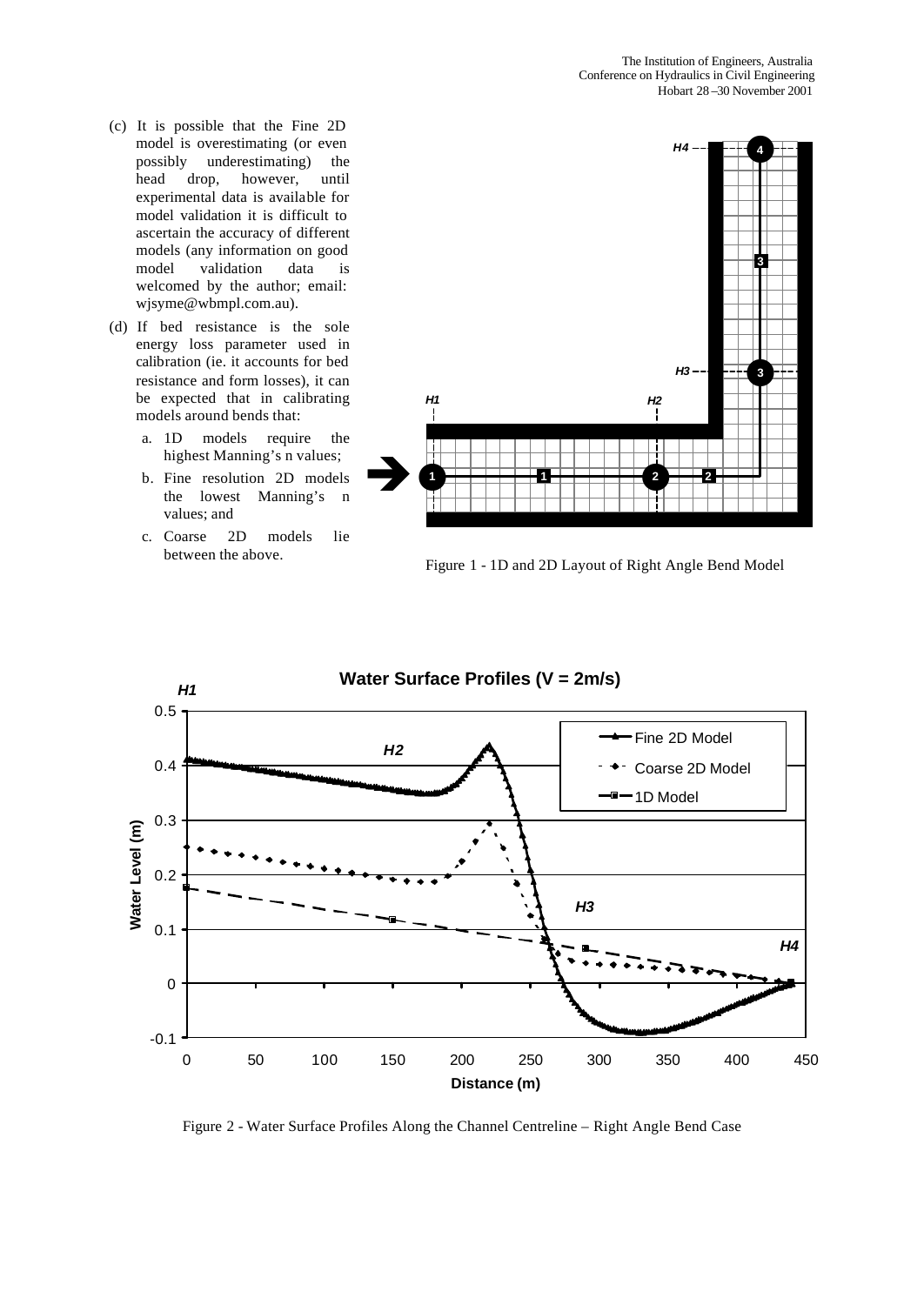(c) It is possible that the Fine 2D model is overestimating (or even possibly underestimating) the head drop, however, until experimental data is available for model validation it is difficult to ascertain the accuracy of different models (any information on good model validation data is welcomed by the author; email: wjsyme@wbmpl.com.au).

(d) If bed resistance is the sole energy loss parameter used in calibration (ie. it accounts for bed resistance and form losses), it can be expected that in calibrating models around bends that:

   a. 1D models require the highest Manning's n values;

   b. Fine resolution 2D models the lowest Manning's n values; and

   c. Coarse 2D models lie between the above.

Figure 1 - 1D and 2D Layout of Right Angle Bend Model

Figure 2 - Water Surface Profiles Along the Channel Centreline – Right Angle Bend Case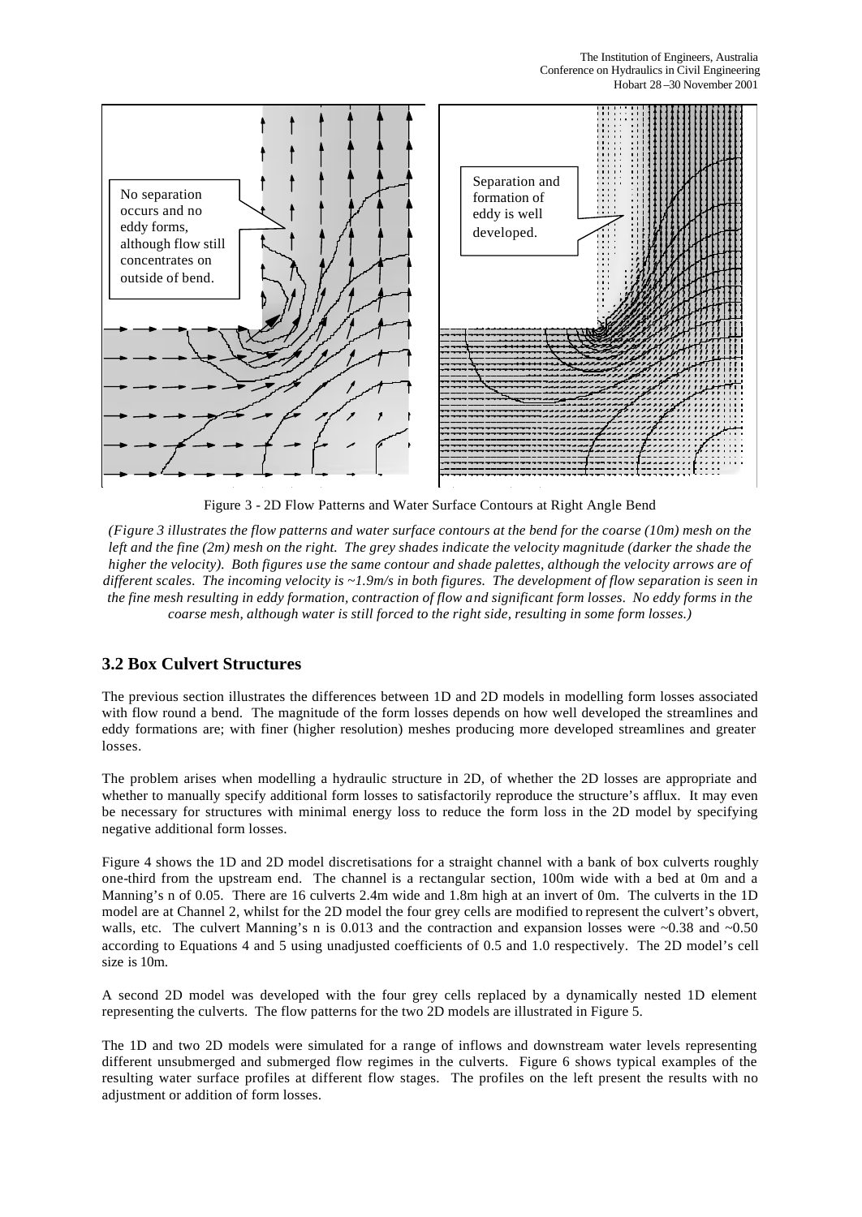Figure 3 - 2D Flow Patterns and Water Surface Contours at Right Angle Bend

*(Figure 3 illustrates the flow patterns and water surface contours at the bend for the coarse (10m) mesh on the left and the fine (2m) mesh on the right. The grey shades indicate the velocity magnitude (darker the shade the higher the velocity). Both figures use the same contour and shade palettes, although the velocity arrows are of different scales. The incoming velocity is ~1.9m/s in both figures. The development of flow separation is seen in the fine mesh resulting in eddy formation, contraction of flow and significant form losses. No eddy forms in the coarse mesh, although water is still forced to the right side, resulting in some form losses.)*

## 3.2 Box Culvert Structures

The previous section illustrates the differences between 1D and 2D models in modelling form losses associated with flow round a bend. The magnitude of the form losses depends on how well developed the streamlines and eddy formations are; with finer (higher resolution) meshes producing more developed streamlines and greater losses.

The problem arises when modelling a hydraulic structure in 2D, of whether the 2D losses are appropriate and whether to manually specify additional form losses to satisfactorily reproduce the structure's afflux. It may even be necessary for structures with minimal energy loss to reduce the form loss in the 2D model by specifying negative additional form losses.

Figure 4 shows the 1D and 2D model discretisations for a straight channel with a bank of box culverts roughly one-third from the upstream end. The channel is a rectangular section, 100m wide with a bed at 0m and a Manning's n of 0.05. There are 16 culverts 2.4m wide and 1.8m high at an invert of 0m. The culverts in the 1D model are at Channel 2, whilst for the 2D model the four grey cells are modified to represent the culvert's obvert, walls, etc. The culvert Manning's n is 0.013 and the contraction and expansion losses were ~0.38 and ~0.50 according to Equations 4 and 5 using unadjusted coefficients of 0.5 and 1.0 respectively. The 2D model's cell size is 10m.

A second 2D model was developed with the four grey cells replaced by a dynamically nested 1D element representing the culverts. The flow patterns for the two 2D models are illustrated in Figure 5.

The 1D and two 2D models were simulated for a range of inflows and downstream water levels representing different unsubmerged and submerged flow regimes in the culverts. Figure 6 shows typical examples of the resulting water surface profiles at different flow stages. The profiles on the left present the results with no adjustment or addition of form losses.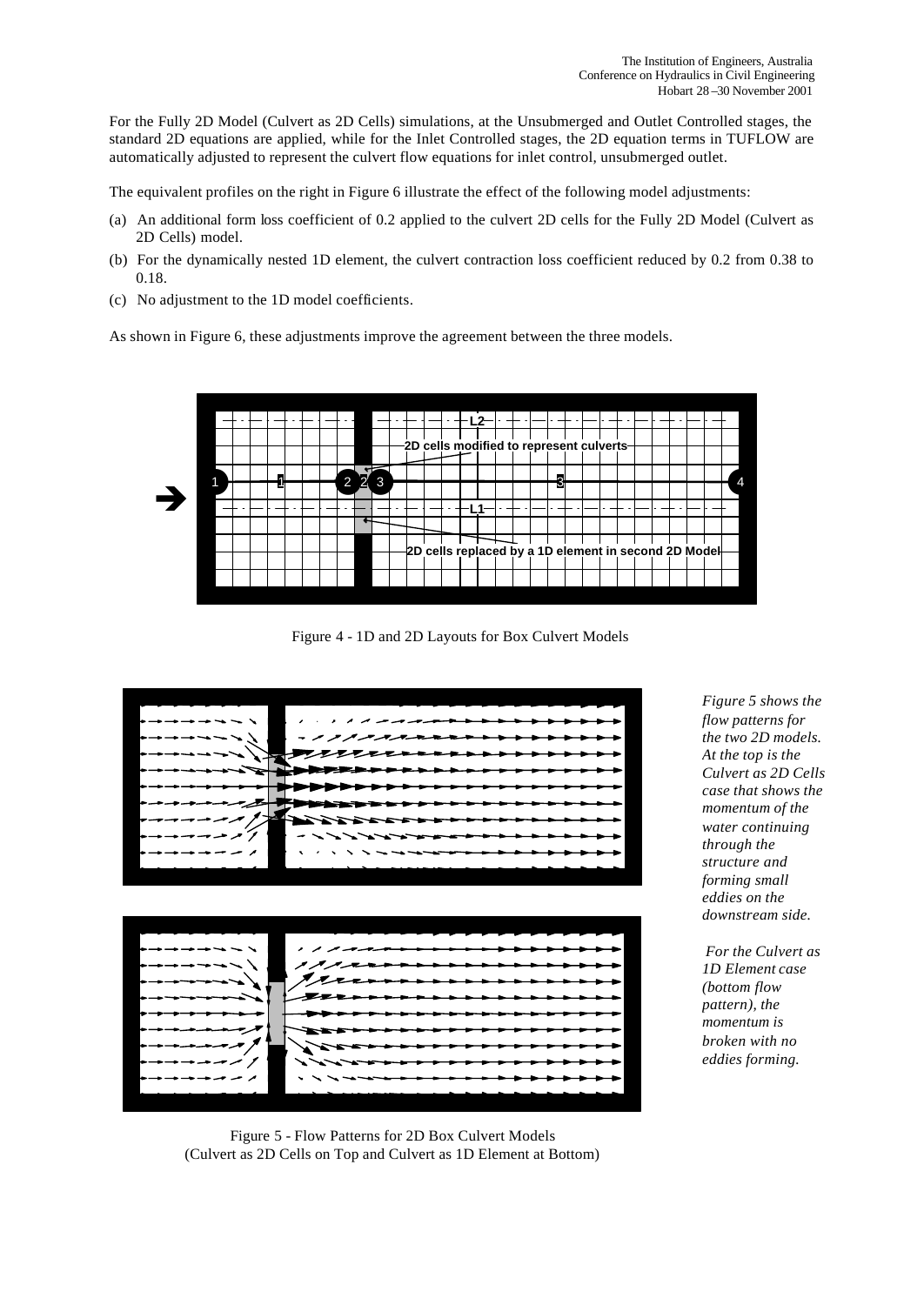For the Fully 2D Model (Culvert as 2D Cells) simulations, at the Unsubmerged and Outlet Controlled stages, the standard 2D equations are applied, while for the Inlet Controlled stages, the 2D equation terms in TUFLOW are automatically adjusted to represent the culvert flow equations for inlet control, unsubmerged outlet.

The equivalent profiles on the right in Figure 6 illustrate the effect of the following model adjustments:

(a) An additional form loss coefficient of 0.2 applied to the culvert 2D cells for the Fully 2D Model (Culvert as 2D Cells) model.

(b) For the dynamically nested 1D element, the culvert contraction loss coefficient reduced by 0.2 from 0.38 to 0.18.

(c) No adjustment to the 1D model coefficients.

As shown in Figure 6, these adjustments improve the agreement between the three models.

Figure 4 - 1D and 2D Layouts for Box Culvert Models

*Figure 5 shows the flow patterns for the two 2D models. At the top is the Culvert as 2D Cells case that shows the momentum of the water continuing through the structure and forming small eddies on the downstream side.*

*For the Culvert as 1D Element case (bottom flow pattern), the momentum is broken with no eddies forming.*

Figure 5 - Flow Patterns for 2D Box Culvert Models (Culvert as 2D Cells on Top and Culvert as 1D Element at Bottom)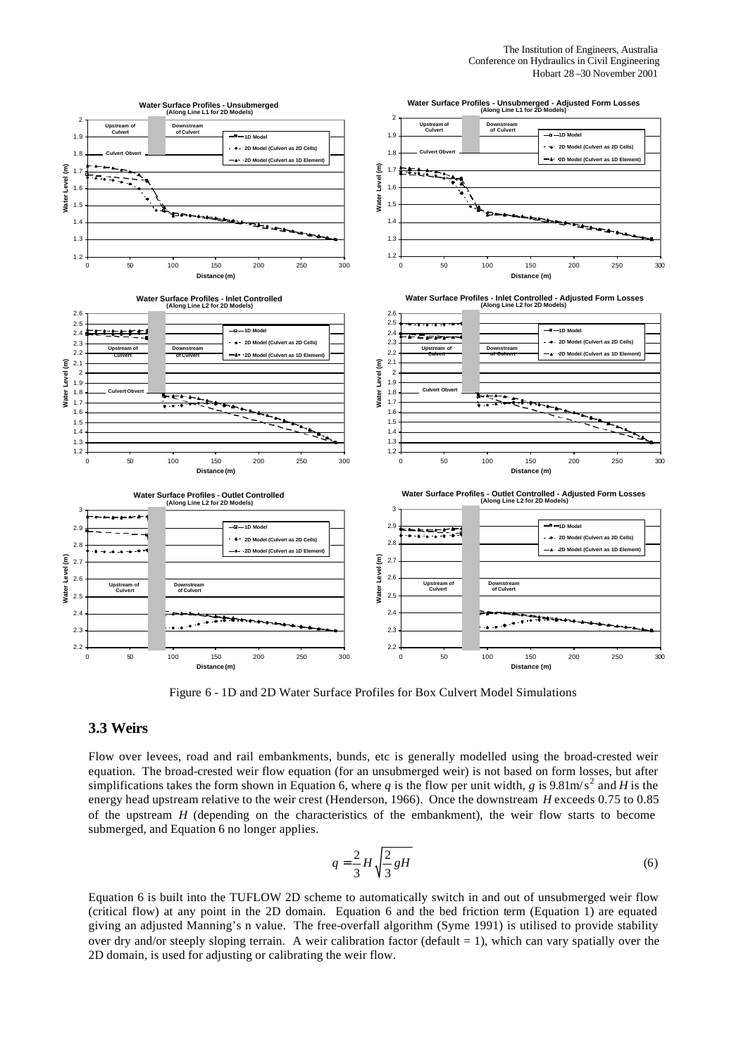Figure 6 - 1D and 2D Water Surface Profiles for Box Culvert Model Simulations

## 3.3 Weirs

Flow over levees, road and rail embankments, bunds, etc is generally modelled using the broad-crested weir equation. The broad-crested weir flow equation (for an unsubmerged weir) is not based on form losses, but after simplifications takes the form shown in Equation 6, where $q$ is the flow per unit width, $g$ is $9.81\text{m/s}^2$ and $H$ is the energy head upstream relative to the weir crest (Henderson, 1966). Once the downstream $H$ exceeds 0.75 to 0.85 of the upstream $H$ (depending on the characteristics of the embankment), the weir flow starts to become submerged, and Equation 6 no longer applies.

$$q = \frac{2}{3} H \sqrt{\frac{2}{3} g H} \tag{6}$$

Equation 6 is built into the TUFLOW 2D scheme to automatically switch in and out of unsubmerged weir flow (critical flow) at any point in the 2D domain. Equation 6 and the bed friction term (Equation 1) are equated giving an adjusted Manning's n value. The free-overfall algorithm (Syme 1991) is utilised to provide stability over dry and/or steeply sloping terrain. A weir calibration factor (default = 1), which can vary spatially over the 2D domain, is used for adjusting or calibrating the weir flow.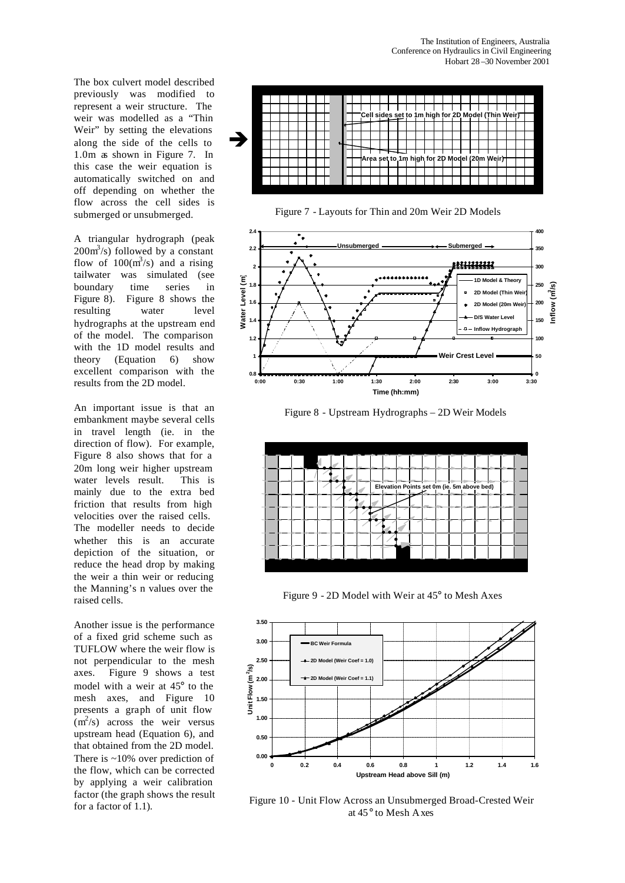The box culvert model described previously was modified to represent a weir structure. The weir was modelled as a "Thin Weir" by setting the elevations along the side of the cells to 1.0m as shown in Figure 7. In this case the weir equation is automatically switched on and off depending on whether the flow across the cell sides is submerged or unsubmerged.

Figure 7 - Layouts for Thin and 20m Weir 2D Models

A triangular hydrograph (peak $200m^3/s$) followed by a constant flow of $100(m^3/s)$ and a rising tailwater was simulated (see boundary time series in Figure 8). Figure 8 shows the resulting water level hydrographs at the upstream end of the model. The comparison with the 1D model results and theory (Equation 6) show excellent comparison with the results from the 2D model.

Figure 8 - Upstream Hydrographs – 2D Weir Models

An important issue is that an embankment maybe several cells in travel length (ie. in the direction of flow). For example, Figure 8 also shows that for a 20m long weir higher upstream water levels result. This is mainly due to the extra bed friction that results from high velocities over the raised cells. The modeller needs to decide whether this is an accurate depiction of the situation, or reduce the head drop by making the weir a thin weir or reducing the Manning's n values over the raised cells.

Figure 9 - 2D Model with Weir at 45° to Mesh Axes

Another issue is the performance of a fixed grid scheme such as TUFLOW where the weir flow is not perpendicular to the mesh axes. Figure 9 shows a test model with a weir at 45° to the mesh axes, and Figure 10 presents a graph of unit flow ($m^2/s$) across the weir versus upstream head (Equation 6), and that obtained from the 2D model. There is ~10% over prediction of the flow, which can be corrected by applying a weir calibration factor (the graph shows the result for a factor of 1.1).

Figure 10 - Unit Flow Across an Unsubmerged Broad-Crested Weir at 45° to Mesh Axes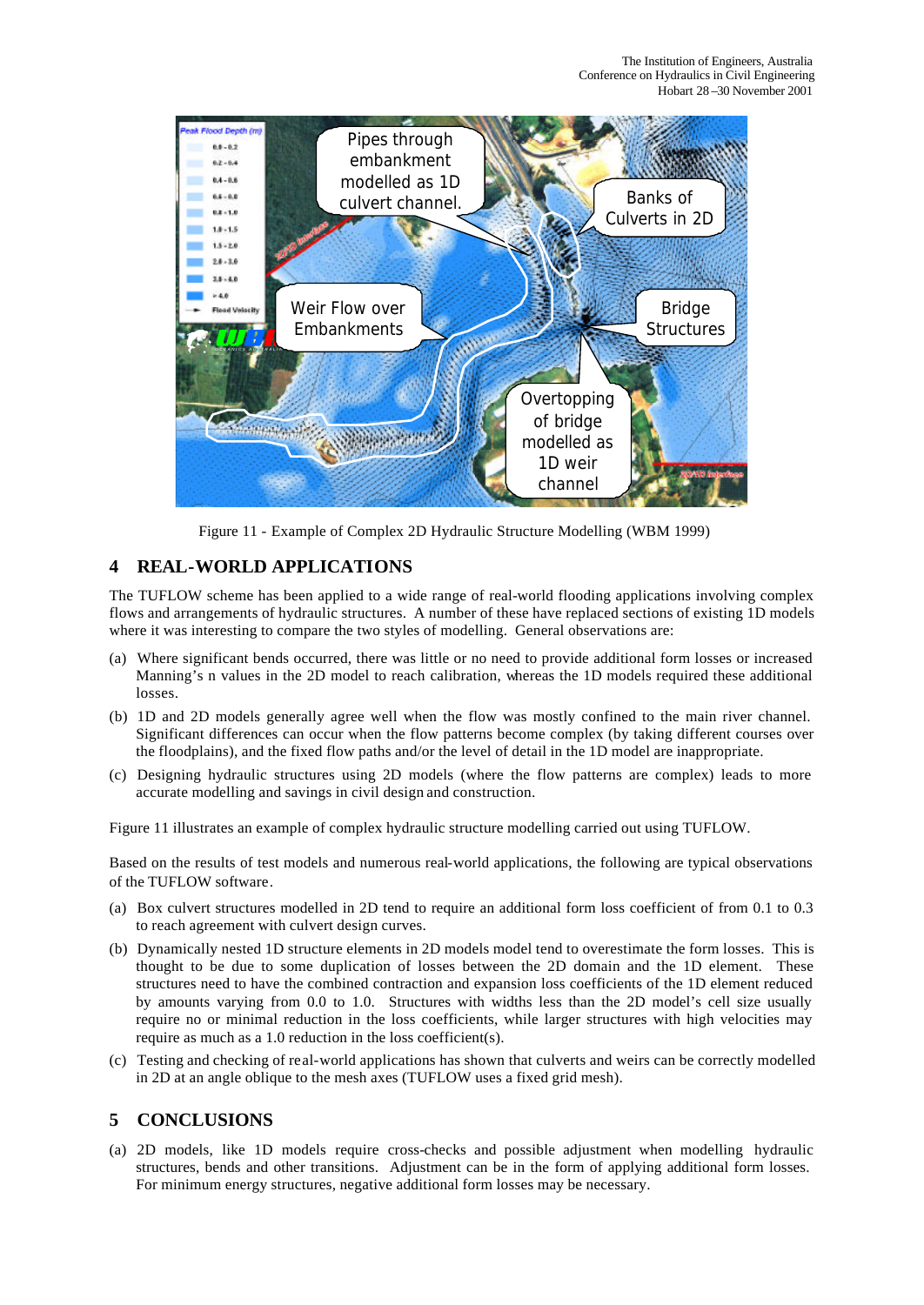Figure 11 - Example of Complex 2D Hydraulic Structure Modelling (WBM 1999)

## 4 REAL-WORLD APPLICATIONS

The TUFLOW scheme has been applied to a wide range of real-world flooding applications involving complex flows and arrangements of hydraulic structures. A number of these have replaced sections of existing 1D models where it was interesting to compare the two styles of modelling. General observations are:

(a) Where significant bends occurred, there was little or no need to provide additional form losses or increased Manning's n values in the 2D model to reach calibration, whereas the 1D models required these additional losses.

(b) 1D and 2D models generally agree well when the flow was mostly confined to the main river channel. Significant differences can occur when the flow patterns become complex (by taking different courses over the floodplains), and the fixed flow paths and/or the level of detail in the 1D model are inappropriate.

(c) Designing hydraulic structures using 2D models (where the flow patterns are complex) leads to more accurate modelling and savings in civil design and construction.

Figure 11 illustrates an example of complex hydraulic structure modelling carried out using TUFLOW.

Based on the results of test models and numerous real-world applications, the following are typical observations of the TUFLOW software.

(a) Box culvert structures modelled in 2D tend to require an additional form loss coefficient of from 0.1 to 0.3 to reach agreement with culvert design curves.

(b) Dynamically nested 1D structure elements in 2D models model tend to overestimate the form losses. This is thought to be due to some duplication of losses between the 2D domain and the 1D element. These structures need to have the combined contraction and expansion loss coefficients of the 1D element reduced by amounts varying from 0.0 to 1.0. Structures with widths less than the 2D model's cell size usually require no or minimal reduction in the loss coefficients, while larger structures with high velocities may require as much as a 1.0 reduction in the loss coefficient(s).

(c) Testing and checking of real-world applications has shown that culverts and weirs can be correctly modelled in 2D at an angle oblique to the mesh axes (TUFLOW uses a fixed grid mesh).

## 5 CONCLUSIONS

(a) 2D models, like 1D models require cross-checks and possible adjustment when modelling hydraulic structures, bends and other transitions. Adjustment can be in the form of applying additional form losses. For minimum energy structures, negative additional form losses may be necessary.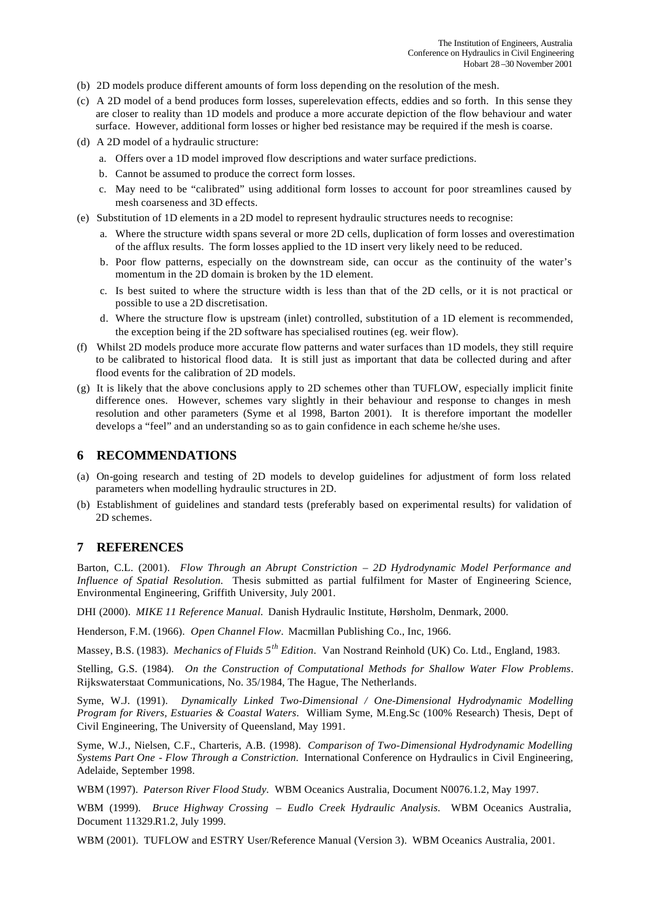(b) 2D models produce different amounts of form loss depending on the resolution of the mesh.

(c) A 2D model of a bend produces form losses, superelevation effects, eddies and so forth. In this sense they are closer to reality than 1D models and produce a more accurate depiction of the flow behaviour and water surface. However, additional form losses or higher bed resistance may be required if the mesh is coarse.

(d) A 2D model of a hydraulic structure:

   a. Offers over a 1D model improved flow descriptions and water surface predictions.
   b. Cannot be assumed to produce the correct form losses.
   c. May need to be "calibrated" using additional form losses to account for poor streamlines caused by mesh coarseness and 3D effects.

(e) Substitution of 1D elements in a 2D model to represent hydraulic structures needs to recognise:

   a. Where the structure width spans several or more 2D cells, duplication of form losses and overestimation of the afflux results. The form losses applied to the 1D insert very likely need to be reduced.
   b. Poor flow patterns, especially on the downstream side, can occur as the continuity of the water's momentum in the 2D domain is broken by the 1D element.
   c. Is best suited to where the structure width is less than that of the 2D cells, or it is not practical or possible to use a 2D discretisation.
   d. Where the structure flow is upstream (inlet) controlled, substitution of a 1D element is recommended, the exception being if the 2D software has specialised routines (eg. weir flow).

(f) Whilst 2D models produce more accurate flow patterns and water surfaces than 1D models, they still require to be calibrated to historical flood data. It is still just as important that data be collected during and after flood events for the calibration of 2D models.

(g) It is likely that the above conclusions apply to 2D schemes other than TUFLOW, especially implicit finite difference ones. However, schemes vary slightly in their behaviour and response to changes in mesh resolution and other parameters (Syme et al 1998, Barton 2001). It is therefore important the modeller develops a "feel" and an understanding so as to gain confidence in each scheme he/she uses.

## 6 RECOMMENDATIONS

(a) On-going research and testing of 2D models to develop guidelines for adjustment of form loss related parameters when modelling hydraulic structures in 2D.

(b) Establishment of guidelines and standard tests (preferably based on experimental results) for validation of 2D schemes.

## 7 REFERENCES

Barton, C.L. (2001). *Flow Through an Abrupt Constriction – 2D Hydrodynamic Model Performance and Influence of Spatial Resolution.* Thesis submitted as partial fulfilment for Master of Engineering Science, Environmental Engineering, Griffith University, July 2001.

DHI (2000). *MIKE 11 Reference Manual.* Danish Hydraulic Institute, Hørsholm, Denmark, 2000.

Henderson, F.M. (1966). *Open Channel Flow.* Macmillan Publishing Co., Inc, 1966.

Massey, B.S. (1983). *Mechanics of Fluids 5th Edition.* Van Nostrand Reinhold (UK) Co. Ltd., England, 1983.

Stelling, G.S. (1984). *On the Construction of Computational Methods for Shallow Water Flow Problems.* Rijkswaterstaat Communications, No. 35/1984, The Hague, The Netherlands.

Syme, W.J. (1991). *Dynamically Linked Two-Dimensional / One-Dimensional Hydrodynamic Modelling Program for Rivers, Estuaries & Coastal Waters.* William Syme, M.Eng.Sc (100% Research) Thesis, Dept of Civil Engineering, The University of Queensland, May 1991.

Syme, W.J., Nielsen, C.F., Charteris, A.B. (1998). *Comparison of Two-Dimensional Hydrodynamic Modelling Systems Part One - Flow Through a Constriction.* International Conference on Hydraulics in Civil Engineering, Adelaide, September 1998.

WBM (1997). *Paterson River Flood Study.* WBM Oceanics Australia, Document N0076.1.2, May 1997.

WBM (1999). *Bruce Highway Crossing – Eudlo Creek Hydraulic Analysis.* WBM Oceanics Australia, Document 11329.R1.2, July 1999.

WBM (2001). TUFLOW and ESTRY User/Reference Manual (Version 3). WBM Oceanics Australia, 2001.